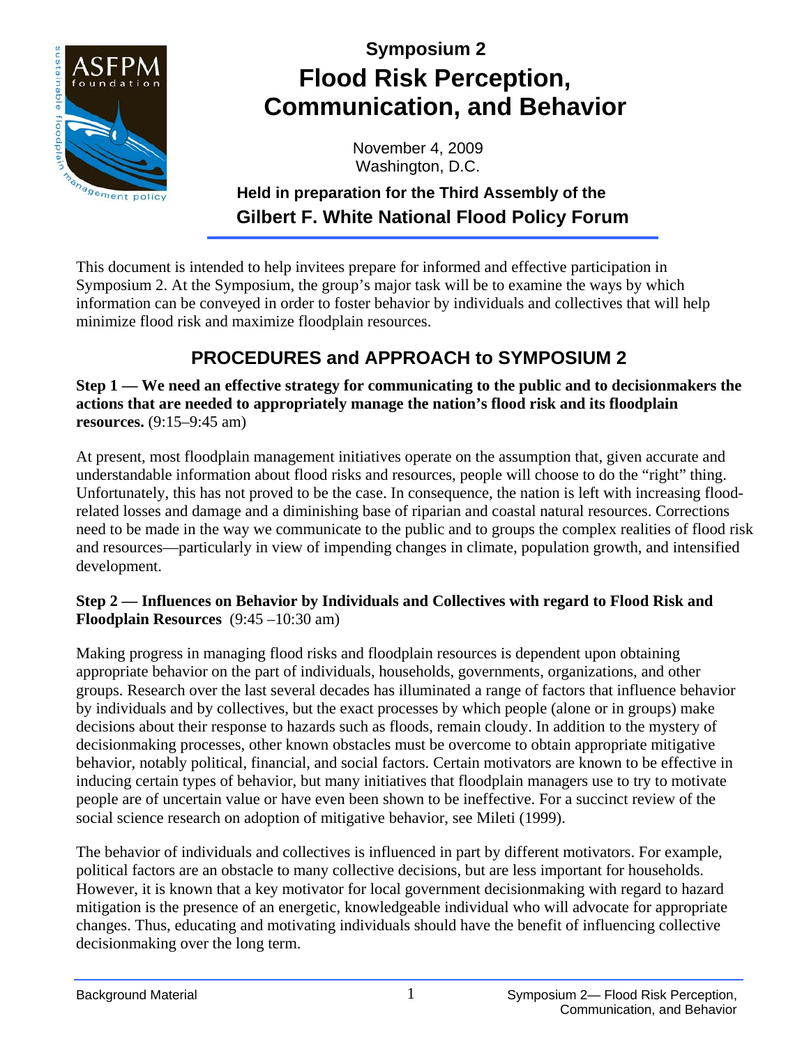# Symposium 2
# Flood Risk Perception, Communication, and Behavior

November 4, 2009
Washington, D.C.

**Held in preparation for the Third Assembly of the**
**Gilbert F. White National Flood Policy Forum**

This document is intended to help invitees prepare for informed and effective participation in Symposium 2. At the Symposium, the group's major task will be to examine the ways by which information can be conveyed in order to foster behavior by individuals and collectives that will help minimize flood risk and maximize floodplain resources.

## PROCEDURES and APPROACH to SYMPOSIUM 2

**Step 1 — We need an effective strategy for communicating to the public and to decisionmakers the actions that are needed to appropriately manage the nation's flood risk and its floodplain resources.** (9:15–9:45 am)

At present, most floodplain management initiatives operate on the assumption that, given accurate and understandable information about flood risks and resources, people will choose to do the "right" thing. Unfortunately, this has not proved to be the case. In consequence, the nation is left with increasing flood-related losses and damage and a diminishing base of riparian and coastal natural resources. Corrections need to be made in the way we communicate to the public and to groups the complex realities of flood risk and resources—particularly in view of impending changes in climate, population growth, and intensified development.

**Step 2 — Influences on Behavior by Individuals and Collectives with regard to Flood Risk and Floodplain Resources** (9:45 –10:30 am)

Making progress in managing flood risks and floodplain resources is dependent upon obtaining appropriate behavior on the part of individuals, households, governments, organizations, and other groups. Research over the last several decades has illuminated a range of factors that influence behavior by individuals and by collectives, but the exact processes by which people (alone or in groups) make decisions about their response to hazards such as floods, remain cloudy. In addition to the mystery of decisionmaking processes, other known obstacles must be overcome to obtain appropriate mitigative behavior, notably political, financial, and social factors. Certain motivators are known to be effective in inducing certain types of behavior, but many initiatives that floodplain managers use to try to motivate people are of uncertain value or have even been shown to be ineffective. For a succinct review of the social science research on adoption of mitigative behavior, see Mileti (1999).

The behavior of individuals and collectives is influenced in part by different motivators. For example, political factors are an obstacle to many collective decisions, but are less important for households. However, it is known that a key motivator for local government decisionmaking with regard to hazard mitigation is the presence of an energetic, knowledgeable individual who will advocate for appropriate changes. Thus, educating and motivating individuals should have the benefit of influencing collective decisionmaking over the long term.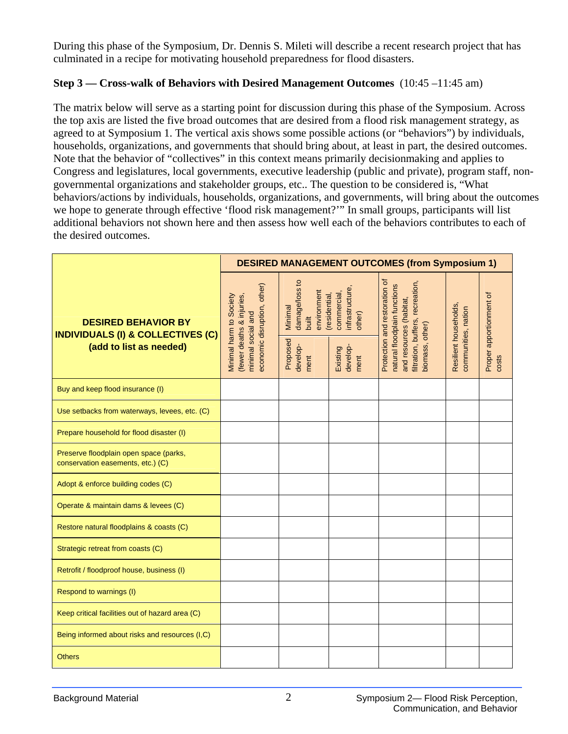During this phase of the Symposium, Dr. Dennis S. Mileti will describe a recent research project that has culminated in a recipe for motivating household preparedness for flood disasters.

**Step 3 — Cross-walk of Behaviors with Desired Management Outcomes** (10:45 –11:45 am)

The matrix below will serve as a starting point for discussion during this phase of the Symposium. Across the top axis are listed the five broad outcomes that are desired from a flood risk management strategy, as agreed to at Symposium 1. The vertical axis shows some possible actions (or "behaviors") by individuals, households, organizations, and governments that should bring about, at least in part, the desired outcomes. Note that the behavior of "collectives" in this context means primarily decisionmaking and applies to Congress and legislatures, local governments, executive leadership (public and private), program staff, non-governmental organizations and stakeholder groups, etc.. The question to be considered is, "What behaviors/actions by individuals, households, organizations, and governments, will bring about the outcomes we hope to generate through effective 'flood risk management?'" In small groups, participants will list additional behaviors not shown here and then assess how well each of the behaviors contributes to each of the desired outcomes.

| DESIRED BEHAVIOR BY INDIVIDUALS (I) & COLLECTIVES (C) (add to list as needed) | DESIRED MANAGEMENT OUTCOMES (from Symposium 1) | | | | | |
|---|---|---|---|---|---|---|
| | Minimal harm to Society (fewer deaths & injuries, minimal social and economic disruption, other) | Minimal damage/loss to built environment (residential, commercial, infrastructure, other) | | Protection and restoration of natural floodplain functions and resources (habitat, filtration, buffers, recreation, biomass, other) | Resilient households, communities, nation | Proper apportionment of costs |
| | | Proposed develop-ment | Existing develop-ment | | | |
| Buy and keep flood insurance (I) | | | | | | |
| Use setbacks from waterways, levees, etc. (C) | | | | | | |
| Prepare household for flood disaster (I) | | | | | | |
| Preserve floodplain open space (parks, conservation easements, etc.) (C) | | | | | | |
| Adopt & enforce building codes (C) | | | | | | |
| Operate & maintain dams & levees (C) | | | | | | |
| Restore natural floodplains & coasts (C) | | | | | | |
| Strategic retreat from coasts (C) | | | | | | |
| Retrofit / floodproof house, business (I) | | | | | | |
| Respond to warnings (I) | | | | | | |
| Keep critical facilities out of hazard area (C) | | | | | | |
| Being informed about risks and resources (I,C) | | | | | | |
| Others | | | | | | |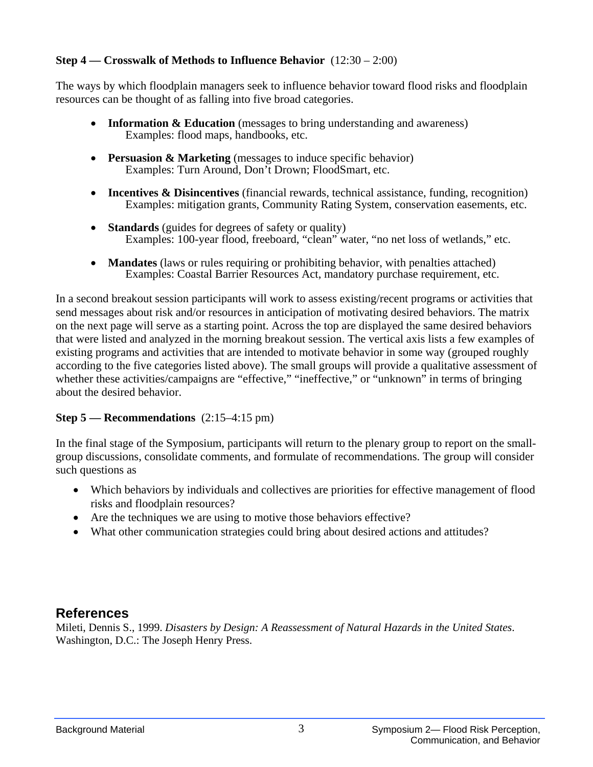**Step 4 — Crosswalk of Methods to Influence Behavior** (12:30 – 2:00)

The ways by which floodplain managers seek to influence behavior toward flood risks and floodplain resources can be thought of as falling into five broad categories.

- **Information & Education** (messages to bring understanding and awareness)
  Examples: flood maps, handbooks, etc.

- **Persuasion & Marketing** (messages to induce specific behavior)
  Examples: Turn Around, Don't Drown; FloodSmart, etc.

- **Incentives & Disincentives** (financial rewards, technical assistance, funding, recognition)
  Examples: mitigation grants, Community Rating System, conservation easements, etc.

- **Standards** (guides for degrees of safety or quality)
  Examples: 100-year flood, freeboard, "clean" water, "no net loss of wetlands," etc.

- **Mandates** (laws or rules requiring or prohibiting behavior, with penalties attached)
  Examples: Coastal Barrier Resources Act, mandatory purchase requirement, etc.

In a second breakout session participants will work to assess existing/recent programs or activities that send messages about risk and/or resources in anticipation of motivating desired behaviors. The matrix on the next page will serve as a starting point. Across the top are displayed the same desired behaviors that were listed and analyzed in the morning breakout session. The vertical axis lists a few examples of existing programs and activities that are intended to motivate behavior in some way (grouped roughly according to the five categories listed above). The small groups will provide a qualitative assessment of whether these activities/campaigns are "effective," "ineffective," or "unknown" in terms of bringing about the desired behavior.

**Step 5 — Recommendations** (2:15–4:15 pm)

In the final stage of the Symposium, participants will return to the plenary group to report on the small-group discussions, consolidate comments, and formulate of recommendations. The group will consider such questions as

- Which behaviors by individuals and collectives are priorities for effective management of flood risks and floodplain resources?
- Are the techniques we are using to motive those behaviors effective?
- What other communication strategies could bring about desired actions and attitudes?

## References

Mileti, Dennis S., 1999. *Disasters by Design: A Reassessment of Natural Hazards in the United States*. Washington, D.C.: The Joseph Henry Press.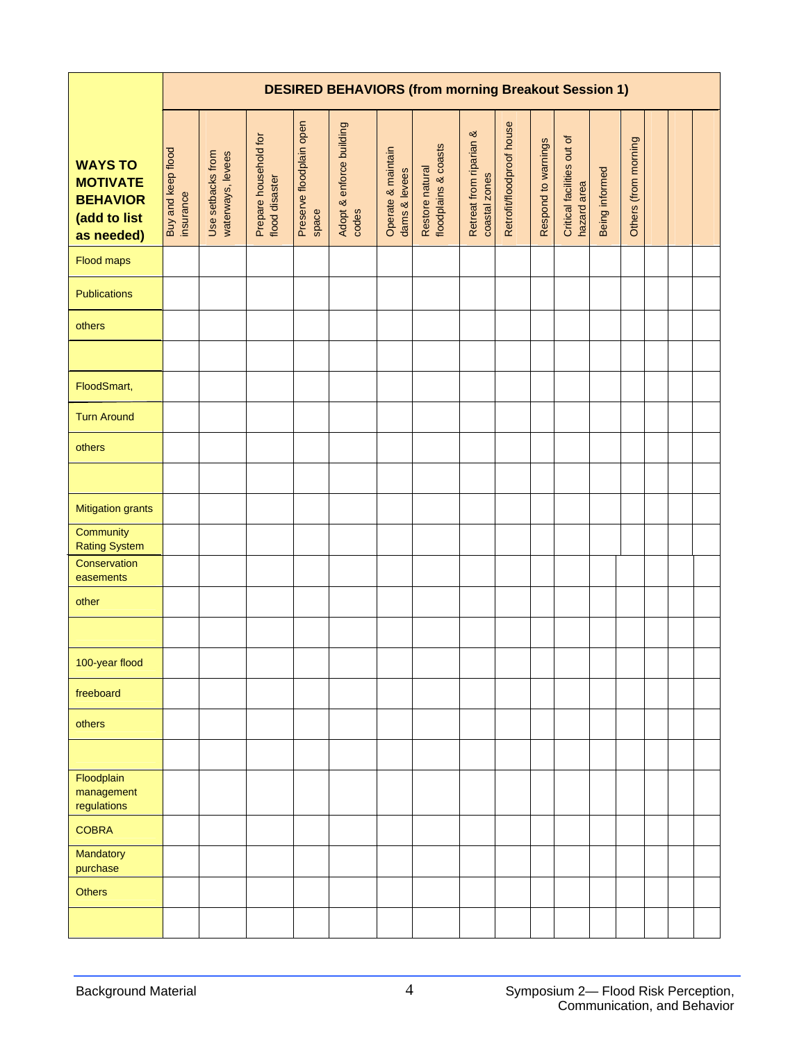| WAYS TO MOTIVATE BEHAVIOR (add to list as needed) | DESIRED BEHAVIORS (from morning Breakout Session 1) | | | | | | | | | | | | | | | |
|---|---|---|---|---|---|---|---|---|---|---|---|---|---|---|---|---|
| | Buy and keep flood insurance | Use setbacks from waterways, levees | Prepare household for flood disaster | Preserve floodplain open space | Adopt & enforce building codes | Operate & maintain dams & levees | Restore natural floodplains & coasts | Retreat from riparian & coastal zones | Retrofit/floodproof house | Respond to warnings | Critical facilities out of hazard area | Being informed | Others (from morning | | | |
| Flood maps | | | | | | | | | | | | | | | | |
| Publications | | | | | | | | | | | | | | | | |
| others | | | | | | | | | | | | | | | | |
| | | | | | | | | | | | | | | | | |
| FloodSmart, | | | | | | | | | | | | | | | | |
| Turn Around | | | | | | | | | | | | | | | | |
| others | | | | | | | | | | | | | | | | |
| | | | | | | | | | | | | | | | | |
| Mitigation grants | | | | | | | | | | | | | | | | |
| Community Rating System | | | | | | | | | | | | | | | | |
| Conservation easements | | | | | | | | | | | | | | | | |
| other | | | | | | | | | | | | | | | | |
| | | | | | | | | | | | | | | | | |
| 100-year flood | | | | | | | | | | | | | | | | |
| freeboard | | | | | | | | | | | | | | | | |
| others | | | | | | | | | | | | | | | | |
| | | | | | | | | | | | | | | | | |
| Floodplain management regulations | | | | | | | | | | | | | | | | |
| COBRA | | | | | | | | | | | | | | | | |
| Mandatory purchase | | | | | | | | | | | | | | | | |
| Others | | | | | | | | | | | | | | | | |
| | | | | | | | | | | | | | | | | |